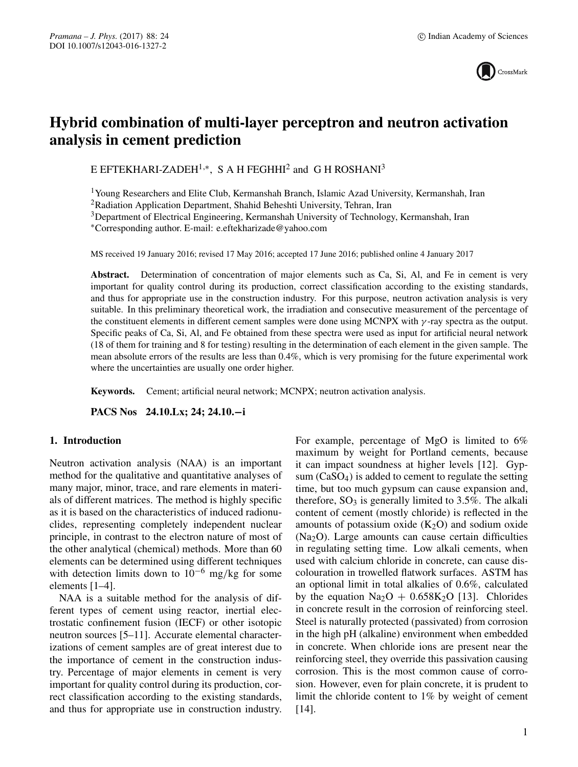# Hybrid combination of multi-layer perceptron and neutron activation analysis in cement prediction

E EFTEKHARI-ZADEH[1,*], S A H FEGHHI[2] and G H ROSHANI[3]

[1]Young Researchers and Elite Club, Kermanshah Branch, Islamic Azad University, Kermanshah, Iran
[2]Radiation Application Department, Shahid Beheshti University, Tehran, Iran
[3]Department of Electrical Engineering, Kermanshah University of Technology, Kermanshah, Iran
*Corresponding author. E-mail: e.eftekharizade@yahoo.com

MS received 19 January 2016; revised 17 May 2016; accepted 17 June 2016; published online 4 January 2017

**Abstract.** Determination of concentration of major elements such as Ca, Si, Al, and Fe in cement is very important for quality control during its production, correct classification according to the existing standards, and thus for appropriate use in the construction industry. For this purpose, neutron activation analysis is very suitable. In this preliminary theoretical work, the irradiation and consecutive measurement of the percentage of the constituent elements in different cement samples were done using MCNPX with $\gamma$-ray spectra as the output. Specific peaks of Ca, Si, Al, and Fe obtained from these spectra were used as input for artificial neural network (18 of them for training and 8 for testing) resulting in the determination of each element in the given sample. The mean absolute errors of the results are less than 0.4%, which is very promising for the future experimental work where the uncertainties are usually one order higher.

**Keywords.** Cement; artificial neural network; MCNPX; neutron activation analysis.

**PACS Nos 24.10.Lx; 24; 24.10.−i**

## 1. Introduction

Neutron activation analysis (NAA) is an important method for the qualitative and quantitative analyses of many major, minor, trace, and rare elements in materials of different matrices. The method is highly specific as it is based on the characteristics of induced radionuclides, representing completely independent nuclear principle, in contrast to the electron nature of most of the other analytical (chemical) methods. More than 60 elements can be determined using different techniques with detection limits down to $10^{-6}$ mg/kg for some elements [1–4].

NAA is a suitable method for the analysis of different types of cement using reactor, inertial electrostatic confinement fusion (IECF) or other isotopic neutron sources [5–11]. Accurate elemental characterizations of cement samples are of great interest due to the importance of cement in the construction industry. Percentage of major elements in cement is very important for quality control during its production, correct classification according to the existing standards, and thus for appropriate use in construction industry. For example, percentage of MgO is limited to 6% maximum by weight for Portland cements, because it can impact soundness at higher levels [12]. Gypsum ($CaSO_4$) is added to cement to regulate the setting time, but too much gypsum can cause expansion and, therefore, $SO_3$ is generally limited to 3.5%. The alkali content of cement (mostly chloride) is reflected in the amounts of potassium oxide ($K_2O$) and sodium oxide ($Na_2O$). Large amounts can cause certain difficulties in regulating setting time. Low alkali cements, when used with calcium chloride in concrete, can cause discolouration in trowelled flatwork surfaces. ASTM has an optional limit in total alkalies of 0.6%, calculated by the equation $Na_2O + 0.658K_2O$ [13]. Chlorides in concrete result in the corrosion of reinforcing steel. Steel is naturally protected (passivated) from corrosion in the high pH (alkaline) environment when embedded in concrete. When chloride ions are present near the reinforcing steel, they override this passivation causing corrosion. This is the most common cause of corrosion. However, even for plain concrete, it is prudent to limit the chloride content to 1% by weight of cement [14].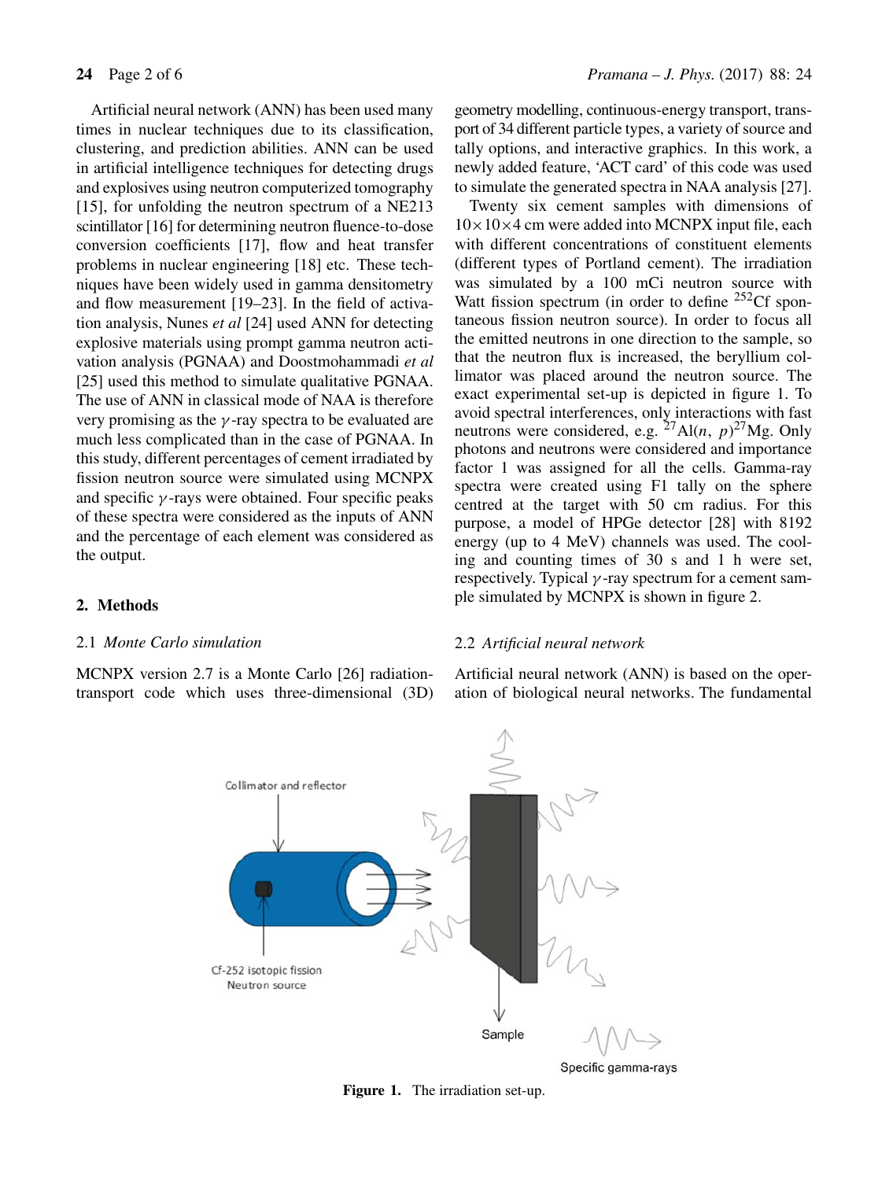Artificial neural network (ANN) has been used many times in nuclear techniques due to its classification, clustering, and prediction abilities. ANN can be used in artificial intelligence techniques for detecting drugs and explosives using neutron computerized tomography [15], for unfolding the neutron spectrum of a NE213 scintillator [16] for determining neutron fluence-to-dose conversion coefficients [17], flow and heat transfer problems in nuclear engineering [18] etc. These techniques have been widely used in gamma densitometry and flow measurement [19–23]. In the field of activation analysis, Nunes *et al* [24] used ANN for detecting explosive materials using prompt gamma neutron activation analysis (PGNAA) and Doostmohammadi *et al* [25] used this method to simulate qualitative PGNAA. The use of ANN in classical mode of NAA is therefore very promising as the $\gamma$-ray spectra to be evaluated are much less complicated than in the case of PGNAA. In this study, different percentages of cement irradiated by fission neutron source were simulated using MCNPX and specific $\gamma$-rays were obtained. Four specific peaks of these spectra were considered as the inputs of ANN and the percentage of each element was considered as the output.

## 2. Methods

### 2.1 *Monte Carlo simulation*

MCNPX version 2.7 is a Monte Carlo [26] radiation-transport code which uses three-dimensional (3D) geometry modelling, continuous-energy transport, transport of 34 different particle types, a variety of source and tally options, and interactive graphics. In this work, a newly added feature, 'ACT card' of this code was used to simulate the generated spectra in NAA analysis [27].

Twenty six cement samples with dimensions of $10 \times 10 \times 4$ cm were added into MCNPX input file, each with different concentrations of constituent elements (different types of Portland cement). The irradiation was simulated by a 100 mCi neutron source with Watt fission spectrum (in order to define $^{252}$Cf spontaneous fission neutron source). In order to focus all the emitted neutrons in one direction to the sample, so that the neutron flux is increased, the beryllium collimator was placed around the neutron source. The exact experimental set-up is depicted in figure 1. To avoid spectral interferences, only interactions with fast neutrons were considered, e.g. $^{27}$Al$(n, p)^{27}$Mg. Only photons and neutrons were considered and importance factor 1 was assigned for all the cells. Gamma-ray spectra were created using F1 tally on the sphere centred at the target with 50 cm radius. For this purpose, a model of HPGe detector [28] with 8192 energy (up to 4 MeV) channels was used. The cooling and counting times of 30 s and 1 h were set, respectively. Typical $\gamma$-ray spectrum for a cement sample simulated by MCNPX is shown in figure 2.

### 2.2 *Artificial neural network*

Artificial neural network (ANN) is based on the operation of biological neural networks. The fundamental

Collimator and reflector

Cf-252 isotopic fission Neutron source

Sample

Specific gamma-rays

**Figure 1.** The irradiation set-up.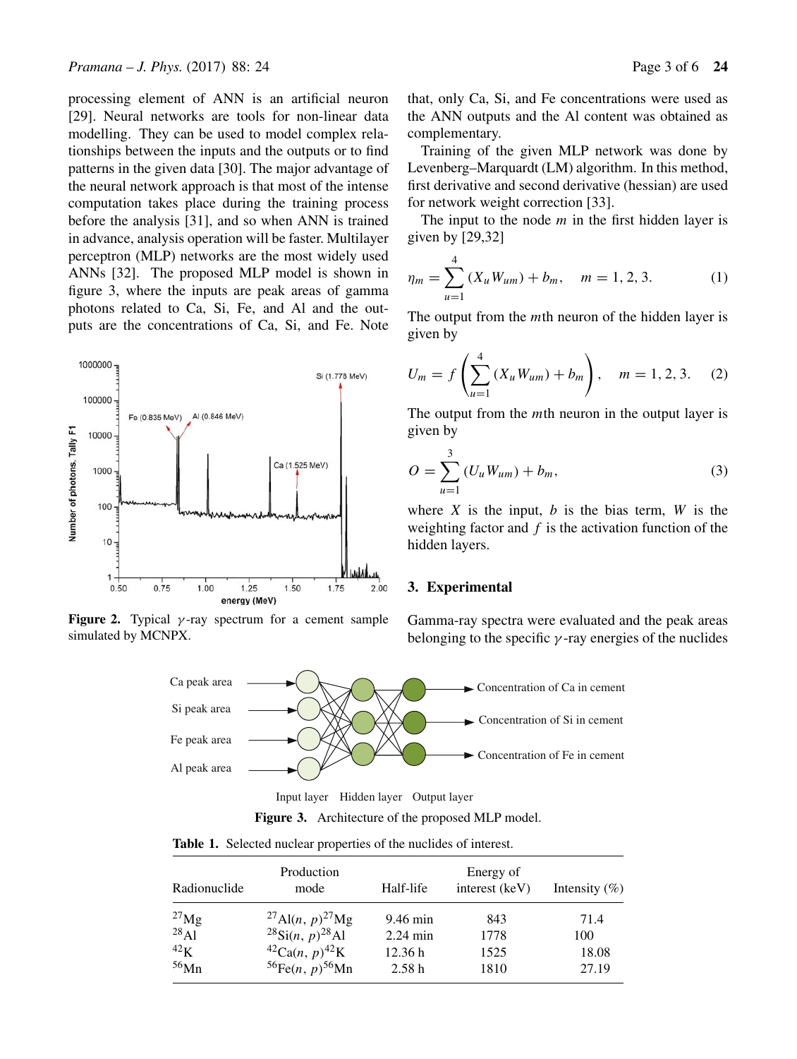processing element of ANN is an artificial neuron [29]. Neural networks are tools for non-linear data modelling. They can be used to model complex relationships between the inputs and the outputs or to find patterns in the given data [30]. The major advantage of the neural network approach is that most of the intense computation takes place during the training process before the analysis [31], and so when ANN is trained in advance, analysis operation will be faster. Multilayer perceptron (MLP) networks are the most widely used ANNs [32]. The proposed MLP model is shown in figure 3, where the inputs are peak areas of gamma photons related to Ca, Si, Fe, and Al and the outputs are the concentrations of Ca, Si, and Fe. Note that, only Ca, Si, and Fe concentrations were used as the ANN outputs and the Al content was obtained as complementary.

**Figure 2.** Typical $\gamma$-ray spectrum for a cement sample simulated by MCNPX.

Training of the given MLP network was done by Levenberg–Marquardt (LM) algorithm. In this method, first derivative and second derivative (hessian) are used for network weight correction [33].

The input to the node $m$ in the first hidden layer is given by [29,32]

$$\eta_m = \sum_{u=1}^{4} (X_u W_{um}) + b_m, \quad m = 1, 2, 3. \tag{1}$$

The output from the $m$th neuron of the hidden layer is given by

$$U_m = f\left(\sum_{u=1}^{4} (X_u W_{um}) + b_m\right), \quad m = 1, 2, 3. \tag{2}$$

The output from the $m$th neuron in the output layer is given by

$$O = \sum_{u=1}^{3} (U_u W_{um}) + b_m, \tag{3}$$

where $X$ is the input, $b$ is the bias term, $W$ is the weighting factor and $f$ is the activation function of the hidden layers.

## 3. Experimental

Gamma-ray spectra were evaluated and the peak areas belonging to the specific $\gamma$-ray energies of the nuclides

**Figure 3.** Architecture of the proposed MLP model.

**Table 1.** Selected nuclear properties of the nuclides of interest.

| Radionuclide | Production mode | Half-life | Energy of interest (keV) | Intensity (%) |
|---|---|---|---|---|
| $^{27}$Mg | $^{27}$Al$(n, p)^{27}$Mg | 9.46 min | 843 | 71.4 |
| $^{28}$Al | $^{28}$Si$(n, p)^{28}$Al | 2.24 min | 1778 | 100 |
| $^{42}$K | $^{42}$Ca$(n, p)^{42}$K | 12.36 h | 1525 | 18.08 |
| $^{56}$Mn | $^{56}$Fe$(n, p)^{56}$Mn | 2.58 h | 1810 | 27.19 |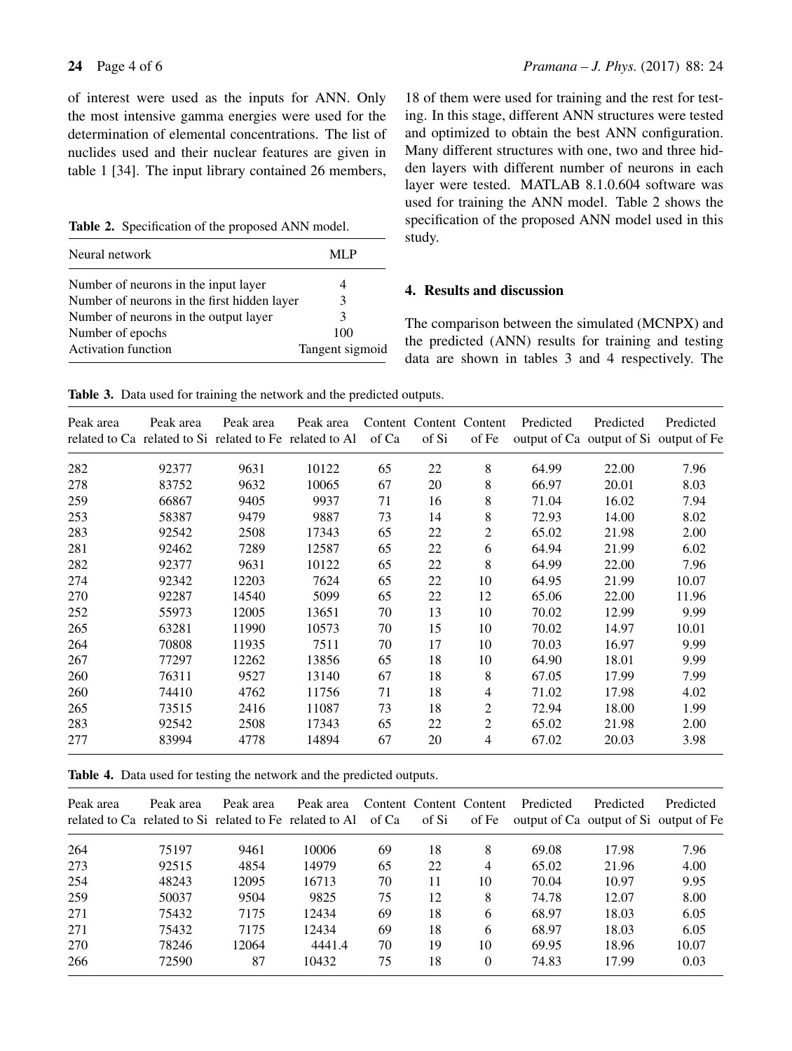of interest were used as the inputs for ANN. Only the most intensive gamma energies were used for the determination of elemental concentrations. The list of nuclides used and their nuclear features are given in table 1 [34]. The input library contained 26 members, 18 of them were used for training and the rest for testing. In this stage, different ANN structures were tested and optimized to obtain the best ANN configuration. Many different structures with one, two and three hidden layers with different number of neurons in each layer were tested. MATLAB 8.1.0.604 software was used for training the ANN model. Table 2 shows the specification of the proposed ANN model used in this study.

**Table 2.** Specification of the proposed ANN model.

| Neural network | MLP |
|---|---|
| Number of neurons in the input layer | 4 |
| Number of neurons in the first hidden layer | 3 |
| Number of neurons in the output layer | 3 |
| Number of epochs | 100 |
| Activation function | Tangent sigmoid |

## 4. Results and discussion

The comparison between the simulated (MCNPX) and the predicted (ANN) results for training and testing data are shown in tables 3 and 4 respectively. The

**Table 3.** Data used for training the network and the predicted outputs.

| Peak area related to Ca | Peak area related to Si | Peak area related to Fe | Peak area related to Al | Content of Ca | Content of Si | Content of Fe | Predicted output of Ca | Predicted output of Si | Predicted output of Fe |
|---|---|---|---|---|---|---|---|---|---|
| 282 | 92377 | 9631 | 10122 | 65 | 22 | 8 | 64.99 | 22.00 | 7.96 |
| 278 | 83752 | 9632 | 10065 | 67 | 20 | 8 | 66.97 | 20.01 | 8.03 |
| 259 | 66867 | 9405 | 9937 | 71 | 16 | 8 | 71.04 | 16.02 | 7.94 |
| 253 | 58387 | 9479 | 9887 | 73 | 14 | 8 | 72.93 | 14.00 | 8.02 |
| 283 | 92542 | 2508 | 17343 | 65 | 22 | 2 | 65.02 | 21.98 | 2.00 |
| 281 | 92462 | 7289 | 12587 | 65 | 22 | 6 | 64.94 | 21.99 | 6.02 |
| 282 | 92377 | 9631 | 10122 | 65 | 22 | 8 | 64.99 | 22.00 | 7.96 |
| 274 | 92342 | 12203 | 7624 | 65 | 22 | 10 | 64.95 | 21.99 | 10.07 |
| 270 | 92287 | 14540 | 5099 | 65 | 22 | 12 | 65.06 | 22.00 | 11.96 |
| 252 | 55973 | 12005 | 13651 | 70 | 13 | 10 | 70.02 | 12.99 | 9.99 |
| 265 | 63281 | 11990 | 10573 | 70 | 15 | 10 | 70.02 | 14.97 | 10.01 |
| 264 | 70808 | 11935 | 7511 | 70 | 17 | 10 | 70.03 | 16.97 | 9.99 |
| 267 | 77297 | 12262 | 13856 | 65 | 18 | 10 | 64.90 | 18.01 | 9.99 |
| 260 | 76311 | 9527 | 13140 | 67 | 18 | 8 | 67.05 | 17.99 | 7.99 |
| 260 | 74410 | 4762 | 11756 | 71 | 18 | 4 | 71.02 | 17.98 | 4.02 |
| 265 | 73515 | 2416 | 11087 | 73 | 18 | 2 | 72.94 | 18.00 | 1.99 |
| 283 | 92542 | 2508 | 17343 | 65 | 22 | 2 | 65.02 | 21.98 | 2.00 |
| 277 | 83994 | 4778 | 14894 | 67 | 20 | 4 | 67.02 | 20.03 | 3.98 |

**Table 4.** Data used for testing the network and the predicted outputs.

| Peak area related to Ca | Peak area related to Si | Peak area related to Fe | Peak area related to Al | Content of Ca | Content of Si | Content of Fe | Predicted output of Ca | Predicted output of Si | Predicted output of Fe |
|---|---|---|---|---|---|---|---|---|---|
| 264 | 75197 | 9461 | 10006 | 69 | 18 | 8 | 69.08 | 17.98 | 7.96 |
| 273 | 92515 | 4854 | 14979 | 65 | 22 | 4 | 65.02 | 21.96 | 4.00 |
| 254 | 48243 | 12095 | 16713 | 70 | 11 | 10 | 70.04 | 10.97 | 9.95 |
| 259 | 50037 | 9504 | 9825 | 75 | 12 | 8 | 74.78 | 12.07 | 8.00 |
| 271 | 75432 | 7175 | 12434 | 69 | 18 | 6 | 68.97 | 18.03 | 6.05 |
| 271 | 75432 | 7175 | 12434 | 69 | 18 | 6 | 68.97 | 18.03 | 6.05 |
| 270 | 78246 | 12064 | 4441.4 | 70 | 19 | 10 | 69.95 | 18.96 | 10.07 |
| 266 | 72590 | 87 | 10432 | 75 | 18 | 0 | 74.83 | 17.99 | 0.03 |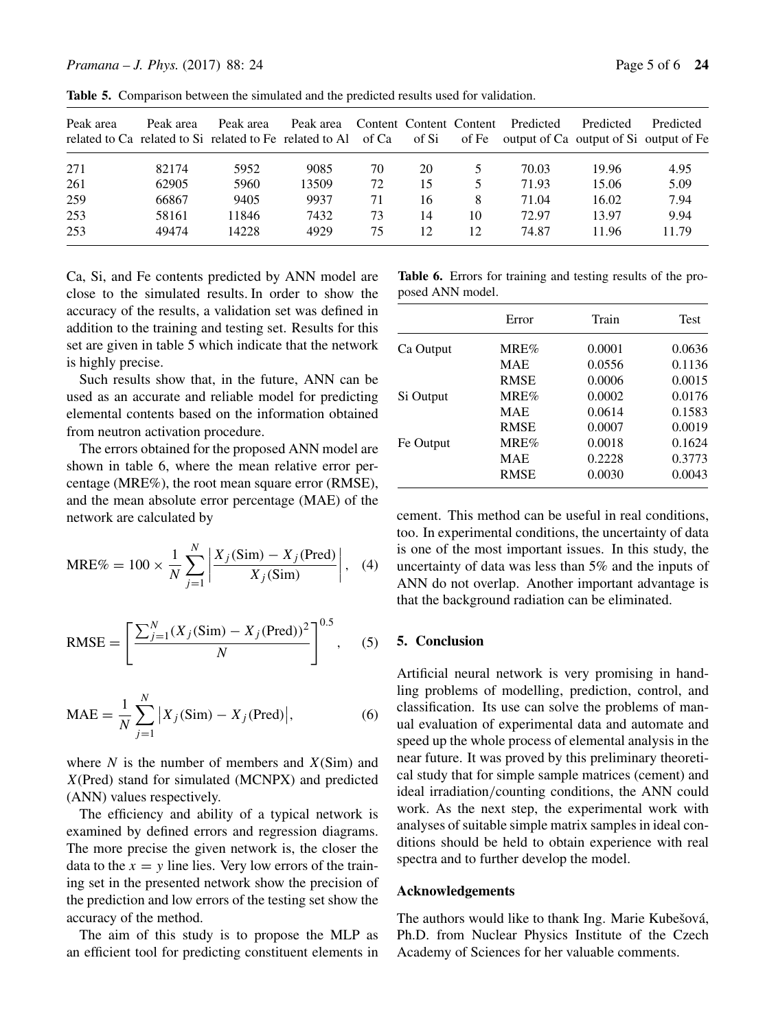**Table 5.** Comparison between the simulated and the predicted results used for validation.

| Peak area related to Ca | Peak area related to Si | Peak area related to Fe | Peak area related to Al | Content of Ca | Content of Si | Content of Fe | Predicted output of Ca | Predicted output of Si | Predicted output of Fe |
|---|---|---|---|---|---|---|---|---|---|
| 271 | 82174 | 5952 | 9085 | 70 | 20 | 5 | 70.03 | 19.96 | 4.95 |
| 261 | 62905 | 5960 | 13509 | 72 | 15 | 5 | 71.93 | 15.06 | 5.09 |
| 259 | 66867 | 9405 | 9937 | 71 | 16 | 8 | 71.04 | 16.02 | 7.94 |
| 253 | 58161 | 11846 | 7432 | 73 | 14 | 10 | 72.97 | 13.97 | 9.94 |
| 253 | 49474 | 14228 | 4929 | 75 | 12 | 12 | 74.87 | 11.96 | 11.79 |

Ca, Si, and Fe contents predicted by ANN model are close to the simulated results. In order to show the accuracy of the results, a validation set was defined in addition to the training and testing set. Results for this set are given in table 5 which indicate that the network is highly precise.

Such results show that, in the future, ANN can be used as an accurate and reliable model for predicting elemental contents based on the information obtained from neutron activation procedure.

The errors obtained for the proposed ANN model are shown in table 6, where the mean relative error percentage (MRE%), the root mean square error (RMSE), and the mean absolute error percentage (MAE) of the network are calculated by

$$\text{MRE\%} = 100 \times \frac{1}{N} \sum_{j=1}^{N} \left| \frac{X_j(\text{Sim}) - X_j(\text{Pred})}{X_j(\text{Sim})} \right|, \quad (4)$$

$$\text{RMSE} = \left[ \frac{\sum_{j=1}^{N} (X_j(\text{Sim}) - X_j(\text{Pred}))^2}{N} \right]^{0.5}, \quad (5)$$

$$\text{MAE} = \frac{1}{N} \sum_{j=1}^{N} \left| X_j(\text{Sim}) - X_j(\text{Pred}) \right|, \quad (6)$$

where $N$ is the number of members and $X(\text{Sim})$ and $X(\text{Pred})$ stand for simulated (MCNPX) and predicted (ANN) values respectively.

The efficiency and ability of a typical network is examined by defined errors and regression diagrams. The more precise the given network is, the closer the data to the $x = y$ line lies. Very low errors of the training set in the presented network show the precision of the prediction and low errors of the testing set show the accuracy of the method.

The aim of this study is to propose the MLP as an efficient tool for predicting constituent elements in cement. This method can be useful in real conditions, too. In experimental conditions, the uncertainty of data is one of the most important issues. In this study, the uncertainty of data was less than 5% and the inputs of ANN do not overlap. Another important advantage is that the background radiation can be eliminated.

**Table 6.** Errors for training and testing results of the proposed ANN model.

| | Error | Train | Test |
|---|---|---|---|
| Ca Output | MRE% | 0.0001 | 0.0636 |
| | MAE | 0.0556 | 0.1136 |
| | RMSE | 0.0006 | 0.0015 |
| Si Output | MRE% | 0.0002 | 0.0176 |
| | MAE | 0.0614 | 0.1583 |
| | RMSE | 0.0007 | 0.0019 |
| Fe Output | MRE% | 0.0018 | 0.1624 |
| | MAE | 0.2228 | 0.3773 |
| | RMSE | 0.0030 | 0.0043 |

## 5. Conclusion

Artificial neural network is very promising in handling problems of modelling, prediction, control, and classification. Its use can solve the problems of manual evaluation of experimental data and automate and speed up the whole process of elemental analysis in the near future. It was proved by this preliminary theoretical study that for simple sample matrices (cement) and ideal irradiation/counting conditions, the ANN could work. As the next step, the experimental work with analyses of suitable simple matrix samples in ideal conditions should be held to obtain experience with real spectra and to further develop the model.

### Acknowledgements

The authors would like to thank Ing. Marie Kubešová, Ph.D. from Nuclear Physics Institute of the Czech Academy of Sciences for her valuable comments.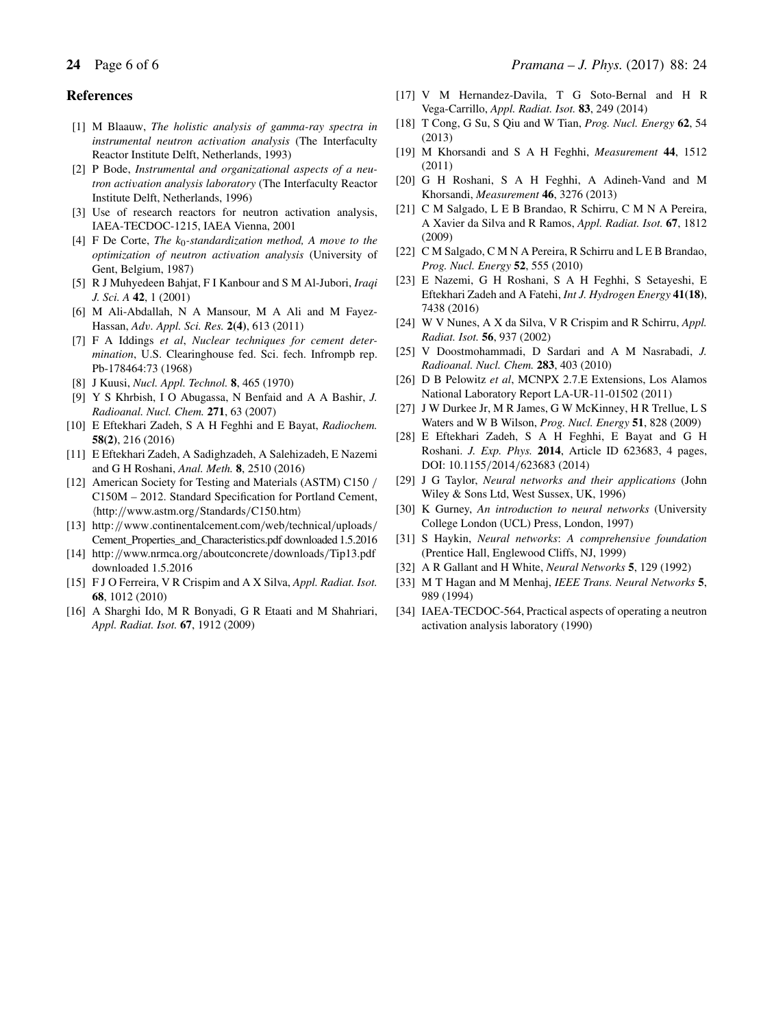## References

[1] M Blaauw, *The holistic analysis of gamma-ray spectra in instrumental neutron activation analysis* (The Interfaculty Reactor Institute Delft, Netherlands, 1993)

[2] P Bode, *Instrumental and organizational aspects of a neutron activation analysis laboratory* (The Interfaculty Reactor Institute Delft, Netherlands, 1996)

[3] Use of research reactors for neutron activation analysis, IAEA-TECDOC-1215, IAEA Vienna, 2001

[4] F De Corte, *The $k_0$-standardization method, A move to the optimization of neutron activation analysis* (University of Gent, Belgium, 1987)

[5] R J Muhyedeen Bahjat, F I Kanbour and S M Al-Jubori, *Iraqi J. Sci. A* **42**, 1 (2001)

[6] M Ali-Abdallah, N A Mansour, M A Ali and M Fayez-Hassan, *Adv. Appl. Sci. Res.* **2(4)**, 613 (2011)

[7] F A Iddings *et al*, *Nuclear techniques for cement determination*, U.S. Clearinghouse fed. Sci. fech. Infrompb rep. Pb-178464:73 (1968)

[8] J Kuusi, *Nucl. Appl. Technol.* **8**, 465 (1970)

[9] Y S Khrbish, I O Abugassa, N Benfaid and A A Bashir, *J. Radioanal. Nucl. Chem.* **271**, 63 (2007)

[10] E Eftekhari Zadeh, S A H Feghhi and E Bayat, *Radiochem.* **58(2)**, 216 (2016)

[11] E Eftekhari Zadeh, A Sadighzadeh, A Salehizadeh, E Nazemi and G H Roshani, *Anal. Meth.* **8**, 2510 (2016)

[12] American Society for Testing and Materials (ASTM) C150 / C150M – 2012. Standard Specification for Portland Cement, ⟨http://www.astm.org/Standards/C150.htm⟩

[13] http://www.continentalcement.com/web/technical/uploads/Cement_Properties_and_Characteristics.pdf downloaded 1.5.2016

[14] http://www.nrmca.org/aboutconcrete/downloads/Tip13.pdf downloaded 1.5.2016

[15] F J O Ferreira, V R Crispim and A X Silva, *Appl. Radiat. Isot.* **68**, 1012 (2010)

[16] A Sharghi Ido, M R Bonyadi, G R Etaati and M Shahriari, *Appl. Radiat. Isot.* **67**, 1912 (2009)

[17] V M Hernandez-Davila, T G Soto-Bernal and H R Vega-Carrillo, *Appl. Radiat. Isot.* **83**, 249 (2014)

[18] T Cong, G Su, S Qiu and W Tian, *Prog. Nucl. Energy* **62**, 54 (2013)

[19] M Khorsandi and S A H Feghhi, *Measurement* **44**, 1512 (2011)

[20] G H Roshani, S A H Feghhi, A Adineh-Vand and M Khorsandi, *Measurement* **46**, 3276 (2013)

[21] C M Salgado, L E B Brandao, R Schirru, C M N A Pereira, A Xavier da Silva and R Ramos, *Appl. Radiat. Isot.* **67**, 1812 (2009)

[22] C M Salgado, C M N A Pereira, R Schirru and L E B Brandao, *Prog. Nucl. Energy* **52**, 555 (2010)

[23] E Nazemi, G H Roshani, S A H Feghhi, S Setayeshi, E Eftekhari Zadeh and A Fatehi, *Int J. Hydrogen Energy* **41(18)**, 7438 (2016)

[24] W V Nunes, A X da Silva, V R Crispim and R Schirru, *Appl. Radiat. Isot.* **56**, 937 (2002)

[25] V Doostmohammadi, D Sardari and A M Nasrabadi, *J. Radioanal. Nucl. Chem.* **283**, 403 (2010)

[26] D B Pelowitz *et al*, MCNPX 2.7.E Extensions, Los Alamos National Laboratory Report LA-UR-11-01502 (2011)

[27] J W Durkee Jr, M R James, G W McKinney, H R Trellue, L S Waters and W B Wilson, *Prog. Nucl. Energy* **51**, 828 (2009)

[28] E Eftekhari Zadeh, S A H Feghhi, E Bayat and G H Roshani. *J. Exp. Phys.* **2014**, Article ID 623683, 4 pages, DOI: 10.1155/2014/623683 (2014)

[29] J G Taylor, *Neural networks and their applications* (John Wiley & Sons Ltd, West Sussex, UK, 1996)

[30] K Gurney, *An introduction to neural networks* (University College London (UCL) Press, London, 1997)

[31] S Haykin, *Neural networks*: *A comprehensive foundation* (Prentice Hall, Englewood Cliffs, NJ, 1999)

[32] A R Gallant and H White, *Neural Networks* **5**, 129 (1992)

[33] M T Hagan and M Menhaj, *IEEE Trans. Neural Networks* **5**, 989 (1994)

[34] IAEA-TECDOC-564, Practical aspects of operating a neutron activation analysis laboratory (1990)